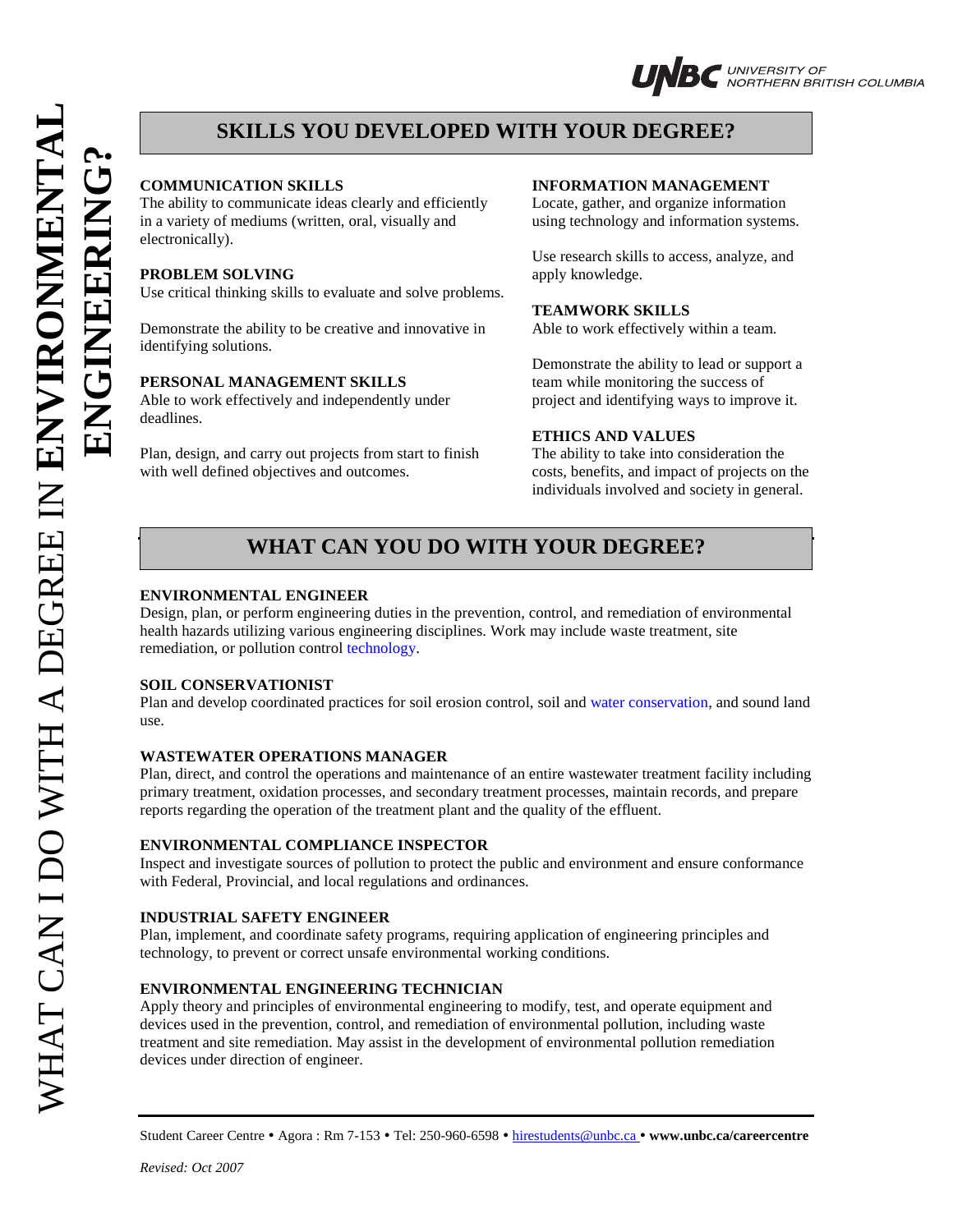# WHAT CAN I DO WITH A DEGREE IN ENVIRONMENTAL ENGINEERING?

UNBC UNIVERSITY OF NORTHERN BRITISH COLUMBIA

## SKILLS YOU DEVELOPED WITH YOUR DEGREE?

**COMMUNICATION SKILLS**
The ability to communicate ideas clearly and efficiently in a variety of mediums (written, oral, visually and electronically).

**PROBLEM SOLVING**
Use critical thinking skills to evaluate and solve problems.

Demonstrate the ability to be creative and innovative in identifying solutions.

**PERSONAL MANAGEMENT SKILLS**
Able to work effectively and independently under deadlines.

Plan, design, and carry out projects from start to finish with well defined objectives and outcomes.

**INFORMATION MANAGEMENT**
Locate, gather, and organize information using technology and information systems.

Use research skills to access, analyze, and apply knowledge.

**TEAMWORK SKILLS**
Able to work effectively within a team.

Demonstrate the ability to lead or support a team while monitoring the success of project and identifying ways to improve it.

**ETHICS AND VALUES**
The ability to take into consideration the costs, benefits, and impact of projects on the individuals involved and society in general.

## WHAT CAN YOU DO WITH YOUR DEGREE?

**ENVIRONMENTAL ENGINEER**
Design, plan, or perform engineering duties in the prevention, control, and remediation of environmental health hazards utilizing various engineering disciplines. Work may include waste treatment, site remediation, or pollution control technology.

**SOIL CONSERVATIONIST**
Plan and develop coordinated practices for soil erosion control, soil and water conservation, and sound land use.

**WASTEWATER OPERATIONS MANAGER**
Plan, direct, and control the operations and maintenance of an entire wastewater treatment facility including primary treatment, oxidation processes, and secondary treatment processes, maintain records, and prepare reports regarding the operation of the treatment plant and the quality of the effluent.

**ENVIRONMENTAL COMPLIANCE INSPECTOR**
Inspect and investigate sources of pollution to protect the public and environment and ensure conformance with Federal, Provincial, and local regulations and ordinances.

**INDUSTRIAL SAFETY ENGINEER**
Plan, implement, and coordinate safety programs, requiring application of engineering principles and technology, to prevent or correct unsafe environmental working conditions.

**ENVIRONMENTAL ENGINEERING TECHNICIAN**
Apply theory and principles of environmental engineering to modify, test, and operate equipment and devices used in the prevention, control, and remediation of environmental pollution, including waste treatment and site remediation. May assist in the development of environmental pollution remediation devices under direction of engineer.

Student Career Centre • Agora : Rm 7-153 • Tel: 250-960-6598 • hirestudents@unbc.ca • **www.unbc.ca/careercentre**

*Revised: Oct 2007*